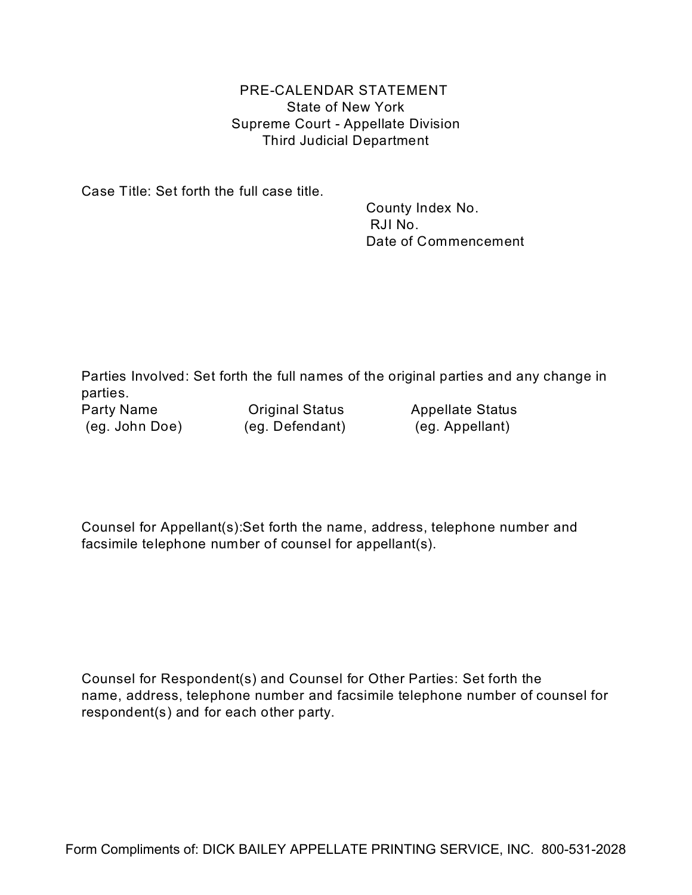# PRE-CALENDAR STATEMENT
## State of New York
## Supreme Court - Appellate Division
## Third Judicial Department

Case Title: Set forth the full case title.

County Index No.
RJI No.
Date of Commencement

Parties Involved: Set forth the full names of the original parties and any change in parties.

| Party Name | Original Status | Appellate Status |
| --- | --- | --- |
| (eg. John Doe) | (eg. Defendant) | (eg. Appellant) |

Counsel for Appellant(s):Set forth the name, address, telephone number and facsimile telephone number of counsel for appellant(s).

Counsel for Respondent(s) and Counsel for Other Parties: Set forth the name, address, telephone number and facsimile telephone number of counsel for respondent(s) and for each other party.

Form Compliments of: DICK BAILEY APPELLATE PRINTING SERVICE, INC. 800-531-2028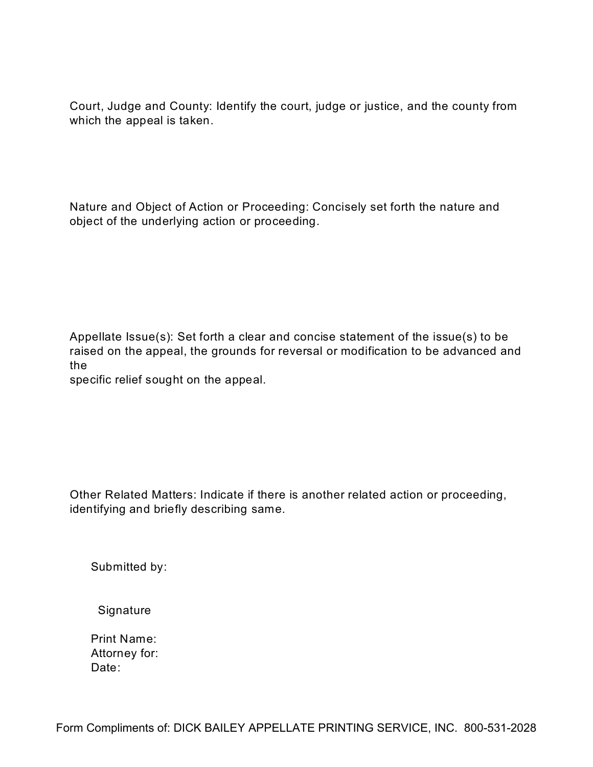Court, Judge and County: Identify the court, judge or justice, and the county from which the appeal is taken.

Nature and Object of Action or Proceeding: Concisely set forth the nature and object of the underlying action or proceeding.

Appellate Issue(s): Set forth a clear and concise statement of the issue(s) to be raised on the appeal, the grounds for reversal or modification to be advanced and the
specific relief sought on the appeal.

Other Related Matters: Indicate if there is another related action or proceeding, identifying and briefly describing same.

Submitted by:

Signature

Print Name:
Attorney for:
Date:

Form Compliments of: DICK BAILEY APPELLATE PRINTING SERVICE, INC. 800-531-2028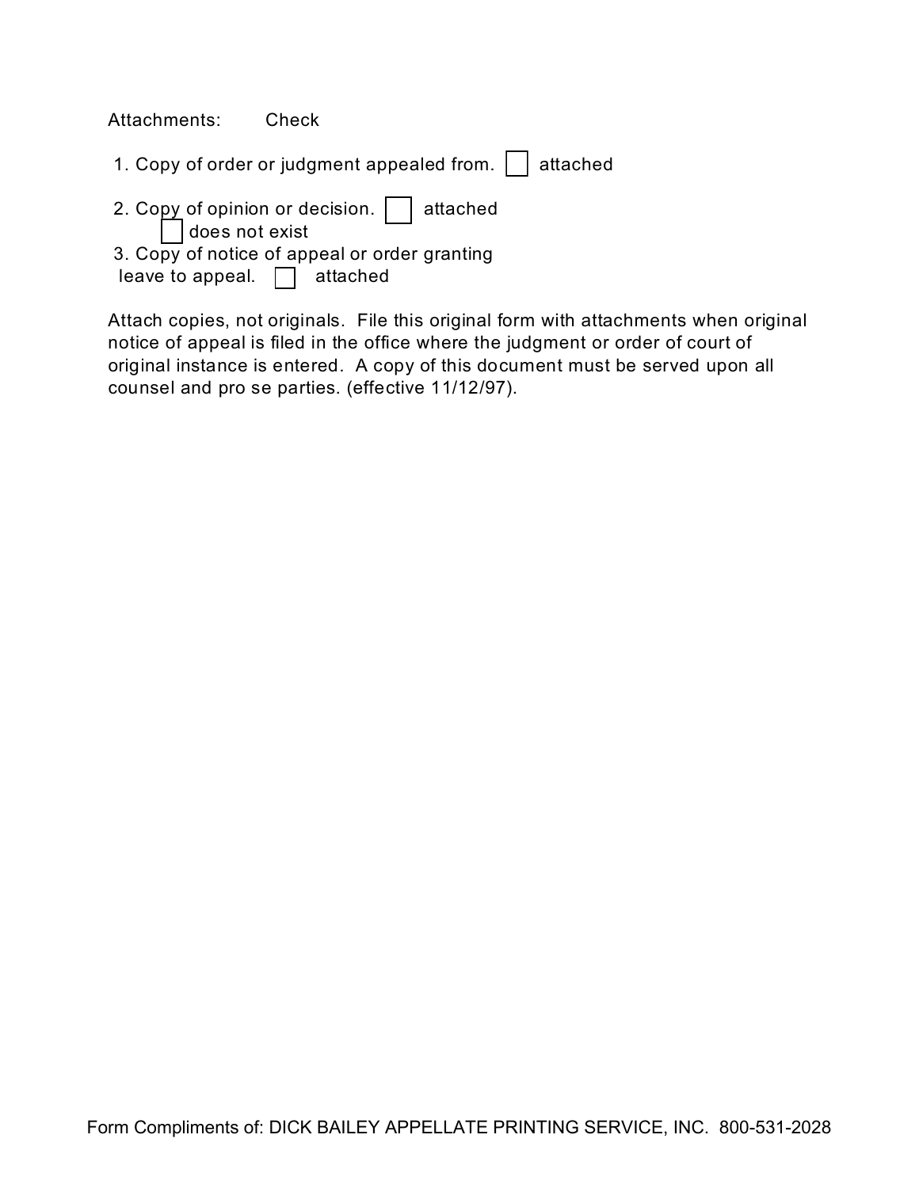Attachments: Check

1. Copy of order or judgment appealed from. ☐ attached

2. Copy of opinion or decision. ☐ attached
   ☐ does not exist

3. Copy of notice of appeal or order granting leave to appeal. ☐ attached

Attach copies, not originals. File this original form with attachments when original notice of appeal is filed in the office where the judgment or order of court of original instance is entered. A copy of this document must be served upon all counsel and pro se parties. (effective 11/12/97).

Form Compliments of: DICK BAILEY APPELLATE PRINTING SERVICE, INC. 800-531-2028